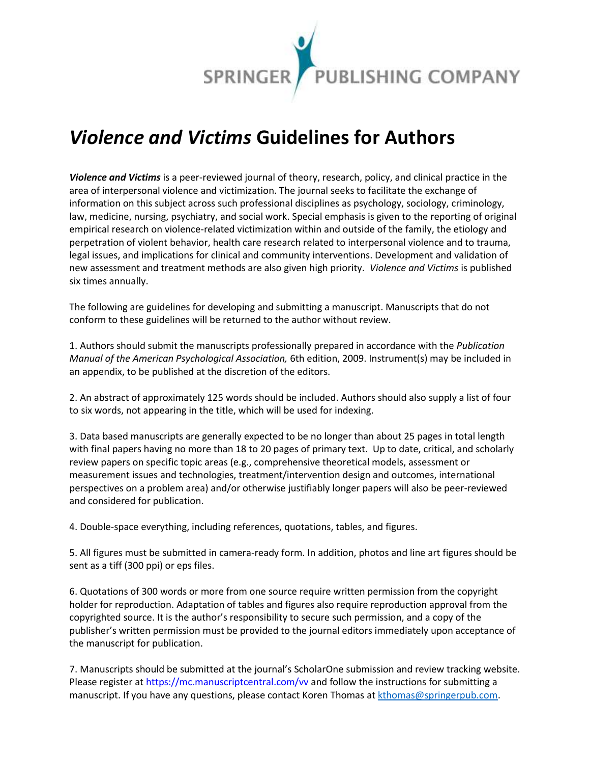SPRINGER PUBLISHING COMPANY

# *Violence and Victims* Guidelines for Authors

***Violence and Victims*** is a peer-reviewed journal of theory, research, policy, and clinical practice in the area of interpersonal violence and victimization. The journal seeks to facilitate the exchange of information on this subject across such professional disciplines as psychology, sociology, criminology, law, medicine, nursing, psychiatry, and social work. Special emphasis is given to the reporting of original empirical research on violence-related victimization within and outside of the family, the etiology and perpetration of violent behavior, health care research related to interpersonal violence and to trauma, legal issues, and implications for clinical and community interventions. Development and validation of new assessment and treatment methods are also given high priority. *Violence and Victims* is published six times annually.

The following are guidelines for developing and submitting a manuscript. Manuscripts that do not conform to these guidelines will be returned to the author without review.

1. Authors should submit the manuscripts professionally prepared in accordance with the *Publication Manual of the American Psychological Association,* 6th edition, 2009. Instrument(s) may be included in an appendix, to be published at the discretion of the editors.

2. An abstract of approximately 125 words should be included. Authors should also supply a list of four to six words, not appearing in the title, which will be used for indexing.

3. Data based manuscripts are generally expected to be no longer than about 25 pages in total length with final papers having no more than 18 to 20 pages of primary text. Up to date, critical, and scholarly review papers on specific topic areas (e.g., comprehensive theoretical models, assessment or measurement issues and technologies, treatment/intervention design and outcomes, international perspectives on a problem area) and/or otherwise justifiably longer papers will also be peer-reviewed and considered for publication.

4. Double-space everything, including references, quotations, tables, and figures.

5. All figures must be submitted in camera-ready form. In addition, photos and line art figures should be sent as a tiff (300 ppi) or eps files.

6. Quotations of 300 words or more from one source require written permission from the copyright holder for reproduction. Adaptation of tables and figures also require reproduction approval from the copyrighted source. It is the author's responsibility to secure such permission, and a copy of the publisher's written permission must be provided to the journal editors immediately upon acceptance of the manuscript for publication.

7. Manuscripts should be submitted at the journal's ScholarOne submission and review tracking website. Please register at https://mc.manuscriptcentral.com/vv and follow the instructions for submitting a manuscript. If you have any questions, please contact Koren Thomas at kthomas@springerpub.com.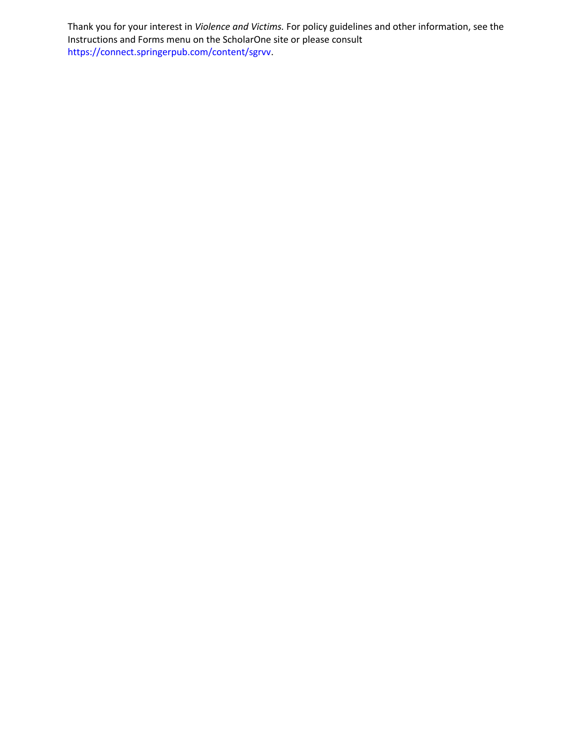Thank you for your interest in *Violence and Victims.* For policy guidelines and other information, see the Instructions and Forms menu on the ScholarOne site or please consult https://connect.springerpub.com/content/sgrvv.